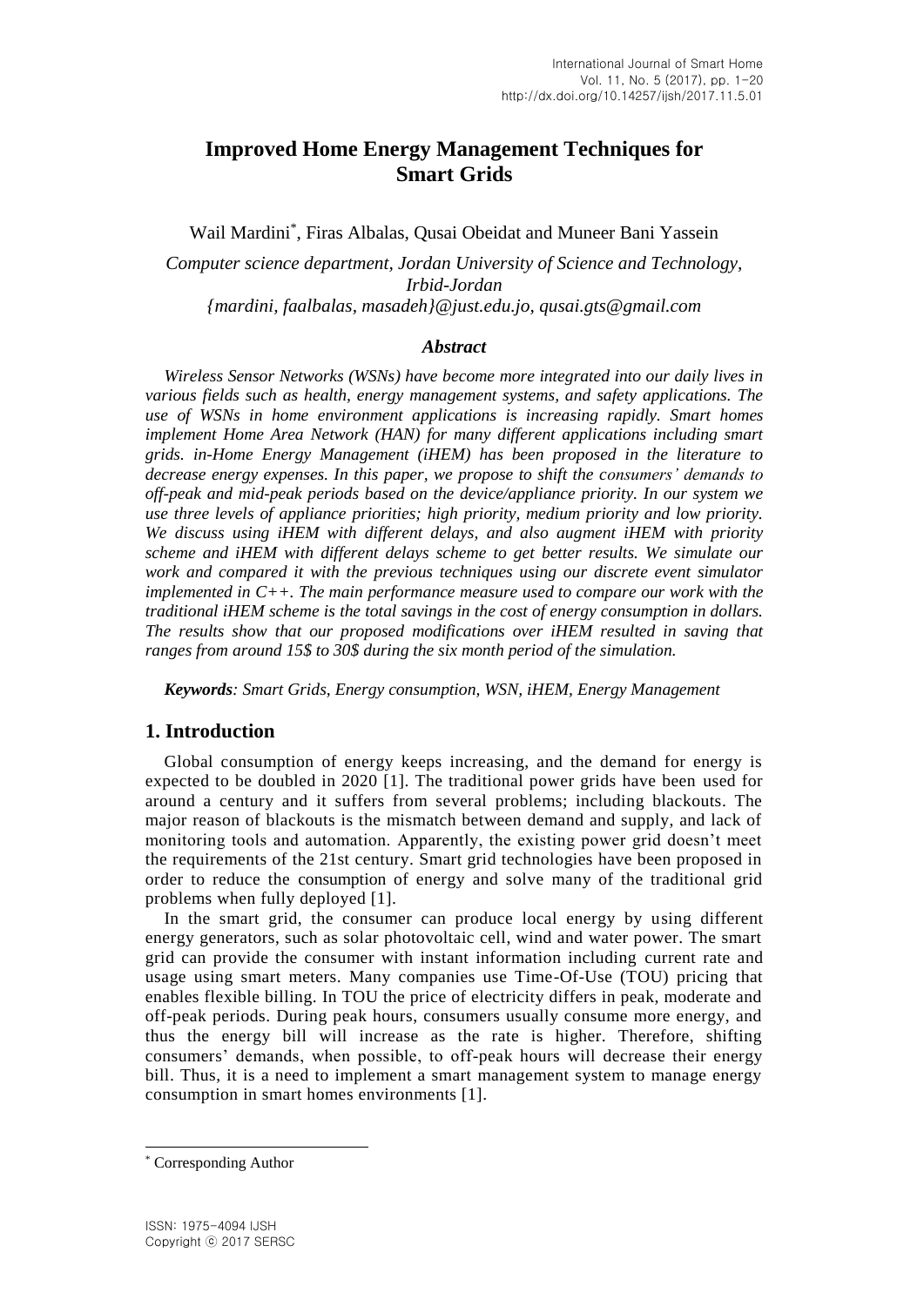# Improved Home Energy Management Techniques for Smart Grids

Wail Mardini*, Firas Albalas, Qusai Obeidat and Muneer Bani Yassein

*Computer science department, Jordan University of Science and Technology, Irbid-Jordan*
*{mardini, faalbalas, masadeh}@just.edu.jo, qusai.gts@gmail.com*

### *Abstract*

*Wireless Sensor Networks (WSNs) have become more integrated into our daily lives in various fields such as health, energy management systems, and safety applications. The use of WSNs in home environment applications is increasing rapidly. Smart homes implement Home Area Network (HAN) for many different applications including smart grids. in-Home Energy Management (iHEM) has been proposed in the literature to decrease energy expenses. In this paper, we propose to shift the consumers' demands to off-peak and mid-peak periods based on the device/appliance priority. In our system we use three levels of appliance priorities; high priority, medium priority and low priority. We discuss using iHEM with different delays, and also augment iHEM with priority scheme and iHEM with different delays scheme to get better results. We simulate our work and compared it with the previous techniques using our discrete event simulator implemented in C++. The main performance measure used to compare our work with the traditional iHEM scheme is the total savings in the cost of energy consumption in dollars. The results show that our proposed modifications over iHEM resulted in saving that ranges from around 15$ to 30$ during the six month period of the simulation.*

***Keywords**: Smart Grids, Energy consumption, WSN, iHEM, Energy Management*

## 1. Introduction

Global consumption of energy keeps increasing, and the demand for energy is expected to be doubled in 2020 [1]. The traditional power grids have been used for around a century and it suffers from several problems; including blackouts. The major reason of blackouts is the mismatch between demand and supply, and lack of monitoring tools and automation. Apparently, the existing power grid doesn't meet the requirements of the 21st century. Smart grid technologies have been proposed in order to reduce the consumption of energy and solve many of the traditional grid problems when fully deployed [1].

In the smart grid, the consumer can produce local energy by using different energy generators, such as solar photovoltaic cell, wind and water power. The smart grid can provide the consumer with instant information including current rate and usage using smart meters. Many companies use Time-Of-Use (TOU) pricing that enables flexible billing. In TOU the price of electricity differs in peak, moderate and off-peak periods. During peak hours, consumers usually consume more energy, and thus the energy bill will increase as the rate is higher. Therefore, shifting consumers' demands, when possible, to off-peak hours will decrease their energy bill. Thus, it is a need to implement a smart management system to manage energy consumption in smart homes environments [1].

* Corresponding Author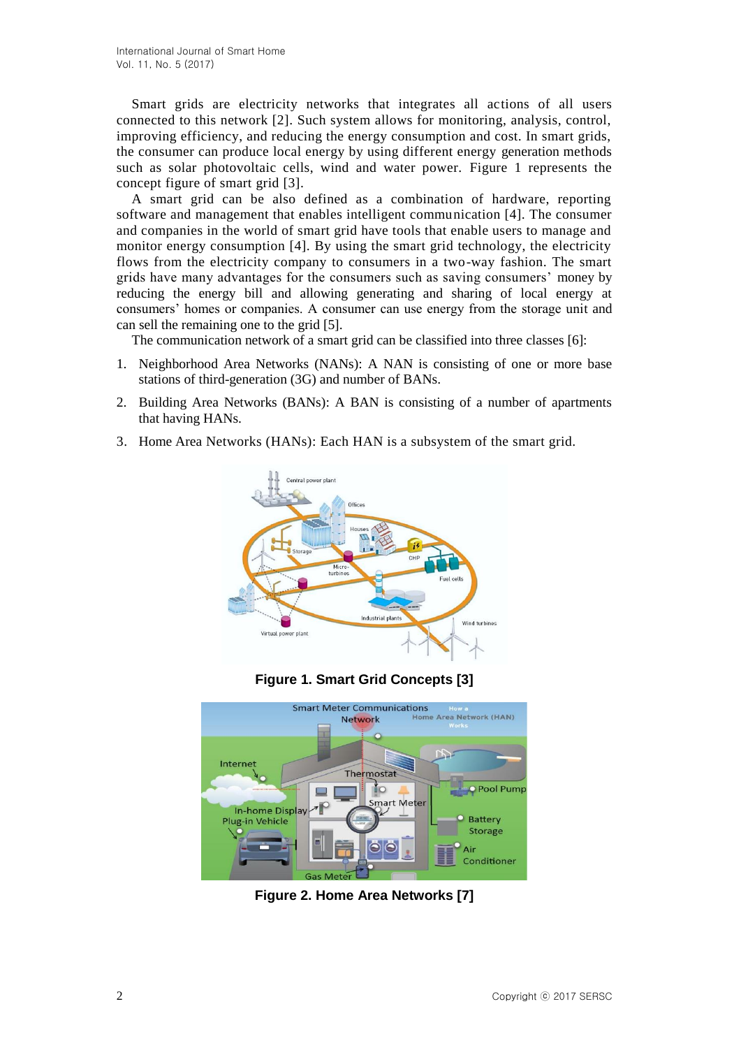Smart grids are electricity networks that integrates all actions of all users connected to this network [2]. Such system allows for monitoring, analysis, control, improving efficiency, and reducing the energy consumption and cost. In smart grids, the consumer can produce local energy by using different energy generation methods such as solar photovoltaic cells, wind and water power. Figure 1 represents the concept figure of smart grid [3].

A smart grid can be also defined as a combination of hardware, reporting software and management that enables intelligent communication [4]. The consumer and companies in the world of smart grid have tools that enable users to manage and monitor energy consumption [4]. By using the smart grid technology, the electricity flows from the electricity company to consumers in a two-way fashion. The smart grids have many advantages for the consumers such as saving consumers' money by reducing the energy bill and allowing generating and sharing of local energy at consumers' homes or companies. A consumer can use energy from the storage unit and can sell the remaining one to the grid [5].

The communication network of a smart grid can be classified into three classes [6]:

1. Neighborhood Area Networks (NANs): A NAN is consisting of one or more base stations of third-generation (3G) and number of BANs.
2. Building Area Networks (BANs): A BAN is consisting of a number of apartments that having HANs.
3. Home Area Networks (HANs): Each HAN is a subsystem of the smart grid.

**Figure 1. Smart Grid Concepts [3]**

**Figure 2. Home Area Networks [7]**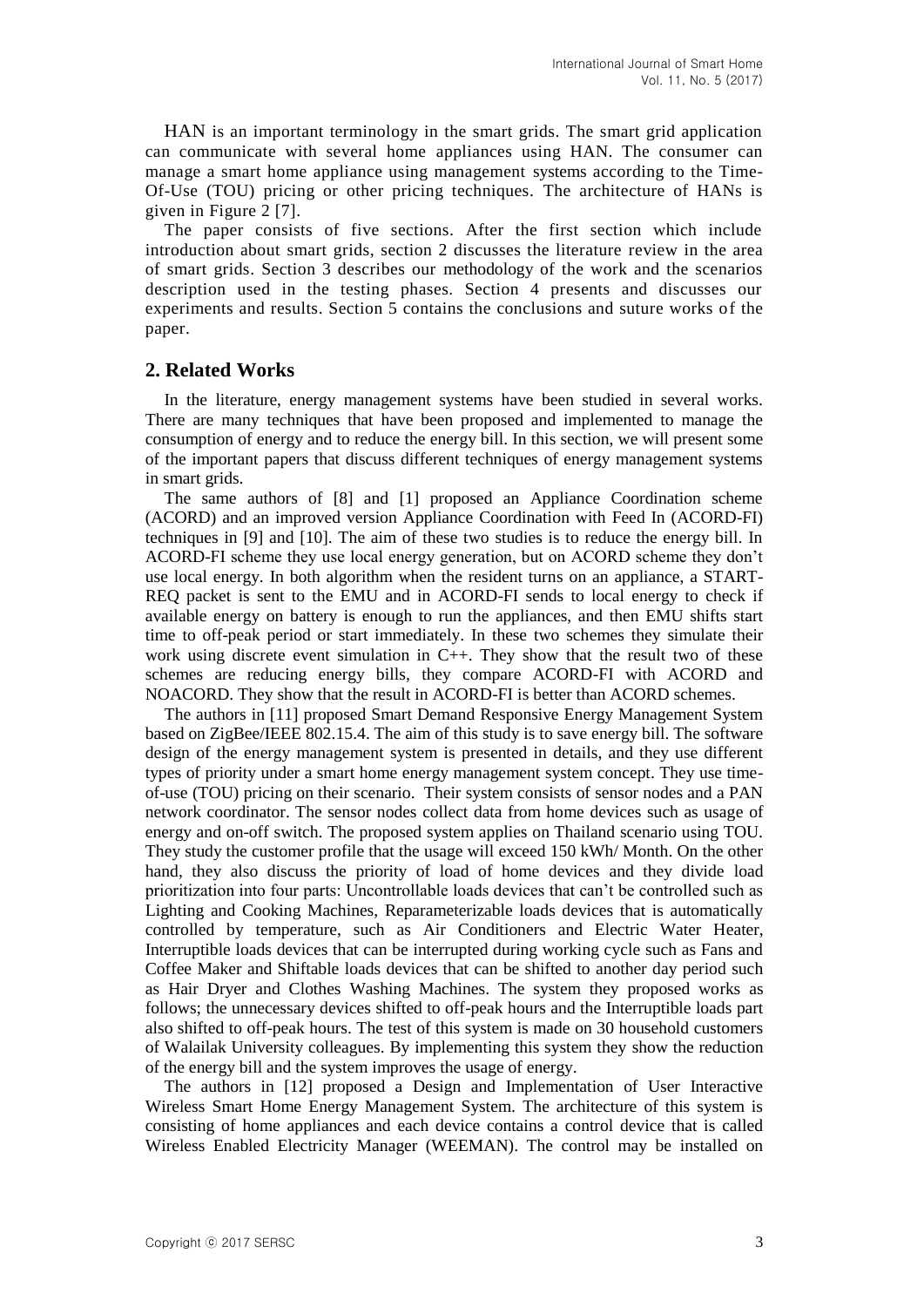HAN is an important terminology in the smart grids. The smart grid application can communicate with several home appliances using HAN. The consumer can manage a smart home appliance using management systems according to the Time-Of-Use (TOU) pricing or other pricing techniques. The architecture of HANs is given in Figure 2 [7].

The paper consists of five sections. After the first section which include introduction about smart grids, section 2 discusses the literature review in the area of smart grids. Section 3 describes our methodology of the work and the scenarios description used in the testing phases. Section 4 presents and discusses our experiments and results. Section 5 contains the conclusions and suture works of the paper.

## 2. Related Works

In the literature, energy management systems have been studied in several works. There are many techniques that have been proposed and implemented to manage the consumption of energy and to reduce the energy bill. In this section, we will present some of the important papers that discuss different techniques of energy management systems in smart grids.

The same authors of [8] and [1] proposed an Appliance Coordination scheme (ACORD) and an improved version Appliance Coordination with Feed In (ACORD-FI) techniques in [9] and [10]. The aim of these two studies is to reduce the energy bill. In ACORD-FI scheme they use local energy generation, but on ACORD scheme they don't use local energy. In both algorithm when the resident turns on an appliance, a START-REQ packet is sent to the EMU and in ACORD-FI sends to local energy to check if available energy on battery is enough to run the appliances, and then EMU shifts start time to off-peak period or start immediately. In these two schemes they simulate their work using discrete event simulation in C++. They show that the result two of these schemes are reducing energy bills, they compare ACORD-FI with ACORD and NOACORD. They show that the result in ACORD-FI is better than ACORD schemes.

The authors in [11] proposed Smart Demand Responsive Energy Management System based on ZigBee/IEEE 802.15.4. The aim of this study is to save energy bill. The software design of the energy management system is presented in details, and they use different types of priority under a smart home energy management system concept. They use time-of-use (TOU) pricing on their scenario. Their system consists of sensor nodes and a PAN network coordinator. The sensor nodes collect data from home devices such as usage of energy and on-off switch. The proposed system applies on Thailand scenario using TOU. They study the customer profile that the usage will exceed 150 kWh/ Month. On the other hand, they also discuss the priority of load of home devices and they divide load prioritization into four parts: Uncontrollable loads devices that can't be controlled such as Lighting and Cooking Machines, Reparameterizable loads devices that is automatically controlled by temperature, such as Air Conditioners and Electric Water Heater, Interruptible loads devices that can be interrupted during working cycle such as Fans and Coffee Maker and Shiftable loads devices that can be shifted to another day period such as Hair Dryer and Clothes Washing Machines. The system they proposed works as follows; the unnecessary devices shifted to off-peak hours and the Interruptible loads part also shifted to off-peak hours. The test of this system is made on 30 household customers of Walailak University colleagues. By implementing this system they show the reduction of the energy bill and the system improves the usage of energy.

The authors in [12] proposed a Design and Implementation of User Interactive Wireless Smart Home Energy Management System. The architecture of this system is consisting of home appliances and each device contains a control device that is called Wireless Enabled Electricity Manager (WEEMAN). The control may be installed on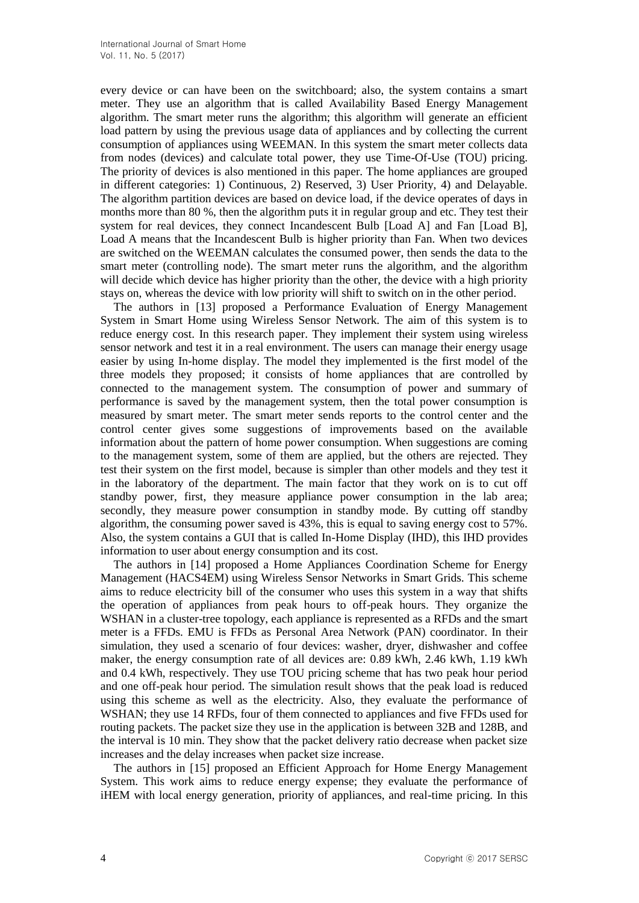every device or can have been on the switchboard; also, the system contains a smart meter. They use an algorithm that is called Availability Based Energy Management algorithm. The smart meter runs the algorithm; this algorithm will generate an efficient load pattern by using the previous usage data of appliances and by collecting the current consumption of appliances using WEEMAN. In this system the smart meter collects data from nodes (devices) and calculate total power, they use Time-Of-Use (TOU) pricing. The priority of devices is also mentioned in this paper. The home appliances are grouped in different categories: 1) Continuous, 2) Reserved, 3) User Priority, 4) and Delayable. The algorithm partition devices are based on device load, if the device operates of days in months more than 80 %, then the algorithm puts it in regular group and etc. They test their system for real devices, they connect Incandescent Bulb [Load A] and Fan [Load B], Load A means that the Incandescent Bulb is higher priority than Fan. When two devices are switched on the WEEMAN calculates the consumed power, then sends the data to the smart meter (controlling node). The smart meter runs the algorithm, and the algorithm will decide which device has higher priority than the other, the device with a high priority stays on, whereas the device with low priority will shift to switch on in the other period.

The authors in [13] proposed a Performance Evaluation of Energy Management System in Smart Home using Wireless Sensor Network. The aim of this system is to reduce energy cost. In this research paper. They implement their system using wireless sensor network and test it in a real environment. The users can manage their energy usage easier by using In-home display. The model they implemented is the first model of the three models they proposed; it consists of home appliances that are controlled by connected to the management system. The consumption of power and summary of performance is saved by the management system, then the total power consumption is measured by smart meter. The smart meter sends reports to the control center and the control center gives some suggestions of improvements based on the available information about the pattern of home power consumption. When suggestions are coming to the management system, some of them are applied, but the others are rejected. They test their system on the first model, because is simpler than other models and they test it in the laboratory of the department. The main factor that they work on is to cut off standby power, first, they measure appliance power consumption in the lab area; secondly, they measure power consumption in standby mode. By cutting off standby algorithm, the consuming power saved is 43%, this is equal to saving energy cost to 57%. Also, the system contains a GUI that is called In-Home Display (IHD), this IHD provides information to user about energy consumption and its cost.

The authors in [14] proposed a Home Appliances Coordination Scheme for Energy Management (HACS4EM) using Wireless Sensor Networks in Smart Grids. This scheme aims to reduce electricity bill of the consumer who uses this system in a way that shifts the operation of appliances from peak hours to off-peak hours. They organize the WSHAN in a cluster-tree topology, each appliance is represented as a RFDs and the smart meter is a FFDs. EMU is FFDs as Personal Area Network (PAN) coordinator. In their simulation, they used a scenario of four devices: washer, dryer, dishwasher and coffee maker, the energy consumption rate of all devices are: 0.89 kWh, 2.46 kWh, 1.19 kWh and 0.4 kWh, respectively. They use TOU pricing scheme that has two peak hour period and one off-peak hour period. The simulation result shows that the peak load is reduced using this scheme as well as the electricity. Also, they evaluate the performance of WSHAN; they use 14 RFDs, four of them connected to appliances and five FFDs used for routing packets. The packet size they use in the application is between 32B and 128B, and the interval is 10 min. They show that the packet delivery ratio decrease when packet size increases and the delay increases when packet size increase.

The authors in [15] proposed an Efficient Approach for Home Energy Management System. This work aims to reduce energy expense; they evaluate the performance of iHEM with local energy generation, priority of appliances, and real-time pricing. In this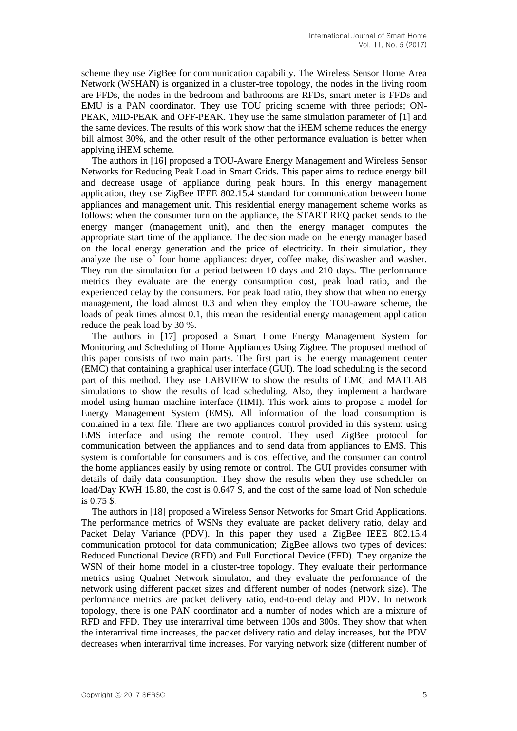scheme they use ZigBee for communication capability. The Wireless Sensor Home Area Network (WSHAN) is organized in a cluster-tree topology, the nodes in the living room are FFDs, the nodes in the bedroom and bathrooms are RFDs, smart meter is FFDs and EMU is a PAN coordinator. They use TOU pricing scheme with three periods; ON-PEAK, MID-PEAK and OFF-PEAK. They use the same simulation parameter of [1] and the same devices. The results of this work show that the iHEM scheme reduces the energy bill almost 30%, and the other result of the other performance evaluation is better when applying iHEM scheme.

The authors in [16] proposed a TOU-Aware Energy Management and Wireless Sensor Networks for Reducing Peak Load in Smart Grids. This paper aims to reduce energy bill and decrease usage of appliance during peak hours. In this energy management application, they use ZigBee IEEE 802.15.4 standard for communication between home appliances and management unit. This residential energy management scheme works as follows: when the consumer turn on the appliance, the START REQ packet sends to the energy manger (management unit), and then the energy manager computes the appropriate start time of the appliance. The decision made on the energy manager based on the local energy generation and the price of electricity. In their simulation, they analyze the use of four home appliances: dryer, coffee make, dishwasher and washer. They run the simulation for a period between 10 days and 210 days. The performance metrics they evaluate are the energy consumption cost, peak load ratio, and the experienced delay by the consumers. For peak load ratio, they show that when no energy management, the load almost 0.3 and when they employ the TOU-aware scheme, the loads of peak times almost 0.1, this mean the residential energy management application reduce the peak load by 30 %.

The authors in [17] proposed a Smart Home Energy Management System for Monitoring and Scheduling of Home Appliances Using Zigbee. The proposed method of this paper consists of two main parts. The first part is the energy management center (EMC) that containing a graphical user interface (GUI). The load scheduling is the second part of this method. They use LABVIEW to show the results of EMC and MATLAB simulations to show the results of load scheduling. Also, they implement a hardware model using human machine interface (HMI). This work aims to propose a model for Energy Management System (EMS). All information of the load consumption is contained in a text file. There are two appliances control provided in this system: using EMS interface and using the remote control. They used ZigBee protocol for communication between the appliances and to send data from appliances to EMS. This system is comfortable for consumers and is cost effective, and the consumer can control the home appliances easily by using remote or control. The GUI provides consumer with details of daily data consumption. They show the results when they use scheduler on load/Day KWH 15.80, the cost is 0.647 $, and the cost of the same load of Non schedule is 0.75 $.

The authors in [18] proposed a Wireless Sensor Networks for Smart Grid Applications. The performance metrics of WSNs they evaluate are packet delivery ratio, delay and Packet Delay Variance (PDV). In this paper they used a ZigBee IEEE 802.15.4 communication protocol for data communication; ZigBee allows two types of devices: Reduced Functional Device (RFD) and Full Functional Device (FFD). They organize the WSN of their home model in a cluster-tree topology. They evaluate their performance metrics using Qualnet Network simulator, and they evaluate the performance of the network using different packet sizes and different number of nodes (network size). The performance metrics are packet delivery ratio, end-to-end delay and PDV. In network topology, there is one PAN coordinator and a number of nodes which are a mixture of RFD and FFD. They use interarrival time between 100s and 300s. They show that when the interarrival time increases, the packet delivery ratio and delay increases, but the PDV decreases when interarrival time increases. For varying network size (different number of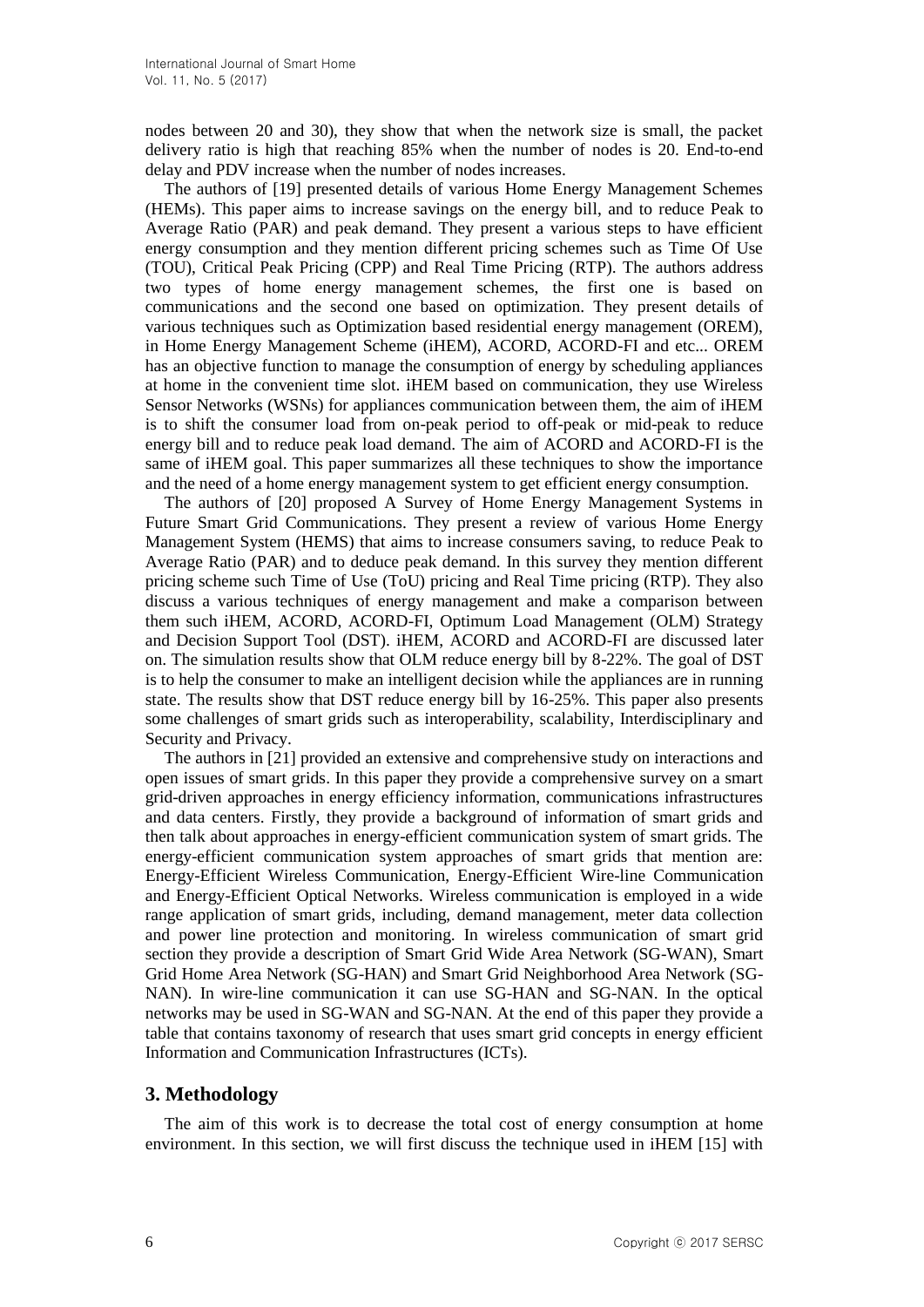nodes between 20 and 30), they show that when the network size is small, the packet delivery ratio is high that reaching 85% when the number of nodes is 20. End-to-end delay and PDV increase when the number of nodes increases.

The authors of [19] presented details of various Home Energy Management Schemes (HEMs). This paper aims to increase savings on the energy bill, and to reduce Peak to Average Ratio (PAR) and peak demand. They present a various steps to have efficient energy consumption and they mention different pricing schemes such as Time Of Use (TOU), Critical Peak Pricing (CPP) and Real Time Pricing (RTP). The authors address two types of home energy management schemes, the first one is based on communications and the second one based on optimization. They present details of various techniques such as Optimization based residential energy management (OREM), in Home Energy Management Scheme (iHEM), ACORD, ACORD-FI and etc... OREM has an objective function to manage the consumption of energy by scheduling appliances at home in the convenient time slot. iHEM based on communication, they use Wireless Sensor Networks (WSNs) for appliances communication between them, the aim of iHEM is to shift the consumer load from on-peak period to off-peak or mid-peak to reduce energy bill and to reduce peak load demand. The aim of ACORD and ACORD-FI is the same of iHEM goal. This paper summarizes all these techniques to show the importance and the need of a home energy management system to get efficient energy consumption.

The authors of [20] proposed A Survey of Home Energy Management Systems in Future Smart Grid Communications. They present a review of various Home Energy Management System (HEMS) that aims to increase consumers saving, to reduce Peak to Average Ratio (PAR) and to deduce peak demand. In this survey they mention different pricing scheme such Time of Use (ToU) pricing and Real Time pricing (RTP). They also discuss a various techniques of energy management and make a comparison between them such iHEM, ACORD, ACORD-FI, Optimum Load Management (OLM) Strategy and Decision Support Tool (DST). iHEM, ACORD and ACORD-FI are discussed later on. The simulation results show that OLM reduce energy bill by 8-22%. The goal of DST is to help the consumer to make an intelligent decision while the appliances are in running state. The results show that DST reduce energy bill by 16-25%. This paper also presents some challenges of smart grids such as interoperability, scalability, Interdisciplinary and Security and Privacy.

The authors in [21] provided an extensive and comprehensive study on interactions and open issues of smart grids. In this paper they provide a comprehensive survey on a smart grid-driven approaches in energy efficiency information, communications infrastructures and data centers. Firstly, they provide a background of information of smart grids and then talk about approaches in energy-efficient communication system of smart grids. The energy-efficient communication system approaches of smart grids that mention are: Energy-Efficient Wireless Communication, Energy-Efficient Wire-line Communication and Energy-Efficient Optical Networks. Wireless communication is employed in a wide range application of smart grids, including, demand management, meter data collection and power line protection and monitoring. In wireless communication of smart grid section they provide a description of Smart Grid Wide Area Network (SG-WAN), Smart Grid Home Area Network (SG-HAN) and Smart Grid Neighborhood Area Network (SG-NAN). In wire-line communication it can use SG-HAN and SG-NAN. In the optical networks may be used in SG-WAN and SG-NAN. At the end of this paper they provide a table that contains taxonomy of research that uses smart grid concepts in energy efficient Information and Communication Infrastructures (ICTs).

## 3. Methodology

The aim of this work is to decrease the total cost of energy consumption at home environment. In this section, we will first discuss the technique used in iHEM [15] with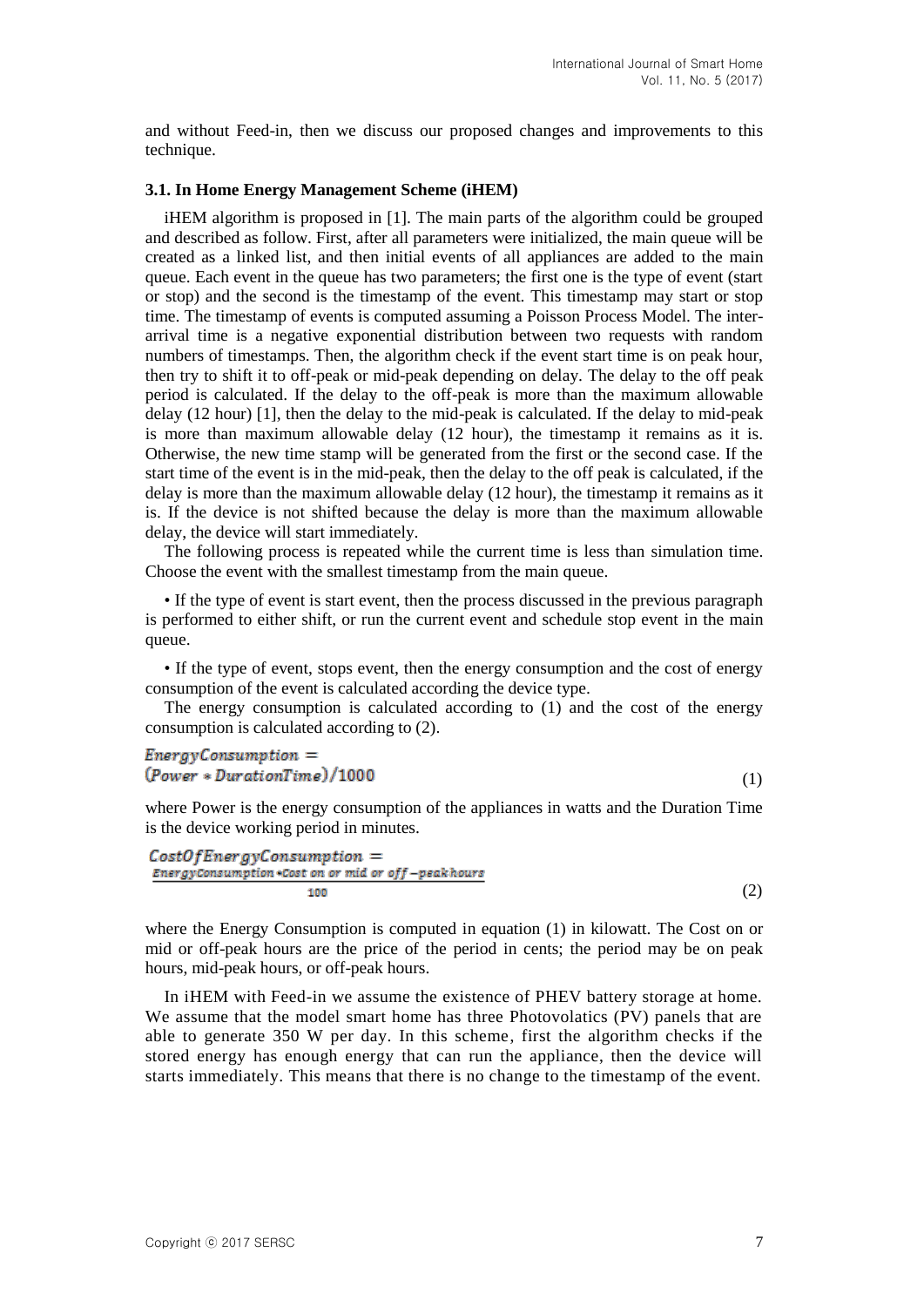and without Feed-in, then we discuss our proposed changes and improvements to this technique.

### 3.1. In Home Energy Management Scheme (iHEM)

iHEM algorithm is proposed in [1]. The main parts of the algorithm could be grouped and described as follow. First, after all parameters were initialized, the main queue will be created as a linked list, and then initial events of all appliances are added to the main queue. Each event in the queue has two parameters; the first one is the type of event (start or stop) and the second is the timestamp of the event. This timestamp may start or stop time. The timestamp of events is computed assuming a Poisson Process Model. The inter-arrival time is a negative exponential distribution between two requests with random numbers of timestamps. Then, the algorithm check if the event start time is on peak hour, then try to shift it to off-peak or mid-peak depending on delay. The delay to the off peak period is calculated. If the delay to the off-peak is more than the maximum allowable delay (12 hour) [1], then the delay to the mid-peak is calculated. If the delay to mid-peak is more than maximum allowable delay (12 hour), the timestamp it remains as it is. Otherwise, the new time stamp will be generated from the first or the second case. If the start time of the event is in the mid-peak, then the delay to the off peak is calculated, if the delay is more than the maximum allowable delay (12 hour), the timestamp it remains as it is. If the device is not shifted because the delay is more than the maximum allowable delay, the device will start immediately.

The following process is repeated while the current time is less than simulation time. Choose the event with the smallest timestamp from the main queue.

• If the type of event is start event, then the process discussed in the previous paragraph is performed to either shift, or run the current event and schedule stop event in the main queue.

• If the type of event, stops event, then the energy consumption and the cost of energy consumption of the event is calculated according the device type.

The energy consumption is calculated according to (1) and the cost of the energy consumption is calculated according to (2).

$$EnergyConsumption = (Power * DurationTime)/1000 \tag{1}$$

where Power is the energy consumption of the appliances in watts and the Duration Time is the device working period in minutes.

$$CostOfEnergyConsumption = \frac{EnergyConsumption * Cost\ on\ or\ mid\ or\ off-peak hours}{100} \tag{2}$$

where the Energy Consumption is computed in equation (1) in kilowatt. The Cost on or mid or off-peak hours are the price of the period in cents; the period may be on peak hours, mid-peak hours, or off-peak hours.

In iHEM with Feed-in we assume the existence of PHEV battery storage at home. We assume that the model smart home has three Photovolatics (PV) panels that are able to generate 350 W per day. In this scheme, first the algorithm checks if the stored energy has enough energy that can run the appliance, then the device will starts immediately. This means that there is no change to the timestamp of the event.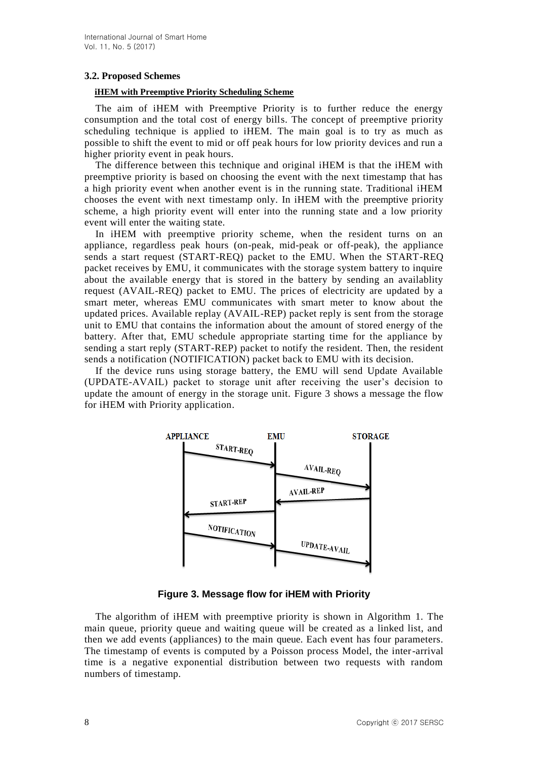### 3.2. Proposed Schemes

**iHEM with Preemptive Priority Scheduling Scheme**

The aim of iHEM with Preemptive Priority is to further reduce the energy consumption and the total cost of energy bills. The concept of preemptive priority scheduling technique is applied to iHEM. The main goal is to try as much as possible to shift the event to mid or off peak hours for low priority devices and run a higher priority event in peak hours.

The difference between this technique and original iHEM is that the iHEM with preemptive priority is based on choosing the event with the next timestamp that has a high priority event when another event is in the running state. Traditional iHEM chooses the event with next timestamp only. In iHEM with the preemptive priority scheme, a high priority event will enter into the running state and a low priority event will enter the waiting state.

In iHEM with preemptive priority scheme, when the resident turns on an appliance, regardless peak hours (on-peak, mid-peak or off-peak), the appliance sends a start request (START-REQ) packet to the EMU. When the START-REQ packet receives by EMU, it communicates with the storage system battery to inquire about the available energy that is stored in the battery by sending an availablity request (AVAIL-REQ) packet to EMU. The prices of electricity are updated by a smart meter, whereas EMU communicates with smart meter to know about the updated prices. Available replay (AVAIL-REP) packet reply is sent from the storage unit to EMU that contains the information about the amount of stored energy of the battery. After that, EMU schedule appropriate starting time for the appliance by sending a start reply (START-REP) packet to notify the resident. Then, the resident sends a notification (NOTIFICATION) packet back to EMU with its decision.

If the device runs using storage battery, the EMU will send Update Available (UPDATE-AVAIL) packet to storage unit after receiving the user's decision to update the amount of energy in the storage unit. Figure 3 shows a message the flow for iHEM with Priority application.

APPLIANCE — EMU — STORAGE

START-REQ, AVAIL-REQ, AVAIL-REP, START-REP, NOTIFICATION, UPDATE-AVAIL

**Figure 3. Message flow for iHEM with Priority**

The algorithm of iHEM with preemptive priority is shown in Algorithm 1. The main queue, priority queue and waiting queue will be created as a linked list, and then we add events (appliances) to the main queue. Each event has four parameters. The timestamp of events is computed by a Poisson process Model, the inter-arrival time is a negative exponential distribution between two requests with random numbers of timestamp.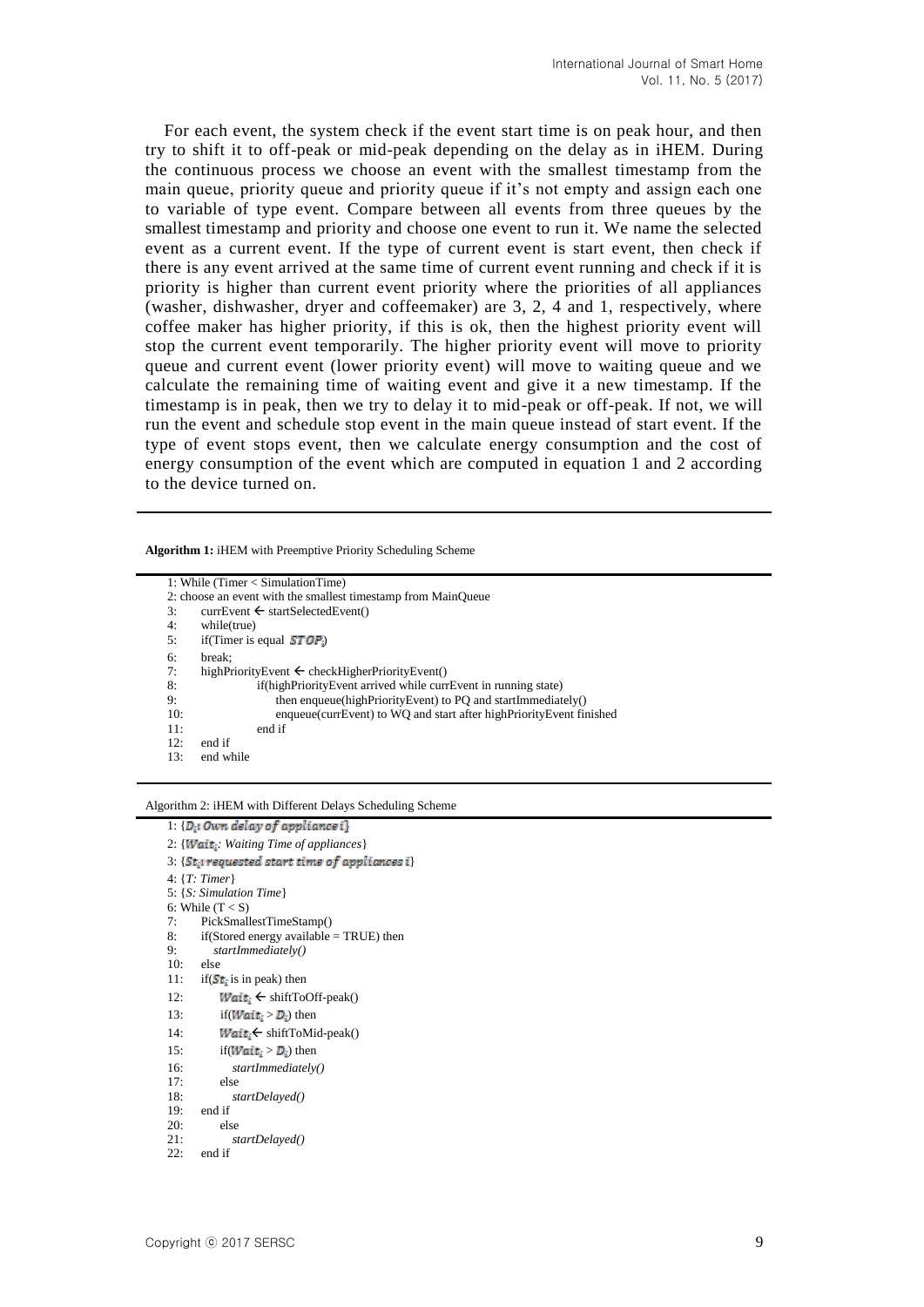For each event, the system check if the event start time is on peak hour, and then try to shift it to off-peak or mid-peak depending on the delay as in iHEM. During the continuous process we choose an event with the smallest timestamp from the main queue, priority queue and priority queue if it's not empty and assign each one to variable of type event. Compare between all events from three queues by the smallest timestamp and priority and choose one event to run it. We name the selected event as a current event. If the type of current event is start event, then check if there is any event arrived at the same time of current event running and check if it is priority is higher than current event priority where the priorities of all appliances (washer, dishwasher, dryer and coffeemaker) are 3, 2, 4 and 1, respectively, where coffee maker has higher priority, if this is ok, then the highest priority event will stop the current event temporarily. The higher priority event will move to priority queue and current event (lower priority event) will move to waiting queue and we calculate the remaining time of waiting event and give it a new timestamp. If the timestamp is in peak, then we try to delay it to mid-peak or off-peak. If not, we will run the event and schedule stop event in the main queue instead of start event. If the type of event stops event, then we calculate energy consumption and the cost of energy consumption of the event which are computed in equation 1 and 2 according to the device turned on.

**Algorithm 1:** iHEM with Preemptive Priority Scheduling Scheme

```
1: While (Timer < SimulationTime)
2: choose an event with the smallest timestamp from MainQueue
3:     currEvent ← startSelectedEvent()
4:     while(true)
5:     if(Timer is equal STOP)
6:     break;
7:     highPriorityEvent ← checkHigherPriorityEvent()
8:              if(highPriorityEvent arrived while currEvent in running state)
9:                   then enqueue(highPriorityEvent) to PQ and startImmediately()
10:                  enqueue(currEvent) to WQ and start after highPriorityEvent finished
11:             end if
12:    end if
13:    end while
```

Algorithm 2: iHEM with Different Delays Scheduling Scheme

```
1: {D_i: Own delay of appliance i}
2: {Wait_i: Waiting Time of appliances}
3: {St_i: requested start time of appliances i}
4: {T: Timer}
5: {S: Simulation Time}
6: While (T < S)
7:     PickSmallestTimeStamp()
8:     if(Stored energy available = TRUE) then
9:        startImmediately()
10:    else
11:    if(St_i is in peak) then
12:        Wait_i ← shiftToOff-peak()
13:        if(Wait_i > D_i) then
14:        Wait_i ← shiftToMid-peak()
15:        if(Wait_i > D_i) then
16:          startImmediately()
17:        else
18:          startDelayed()
19:    end if
20:        else
21:          startDelayed()
22:    end if
```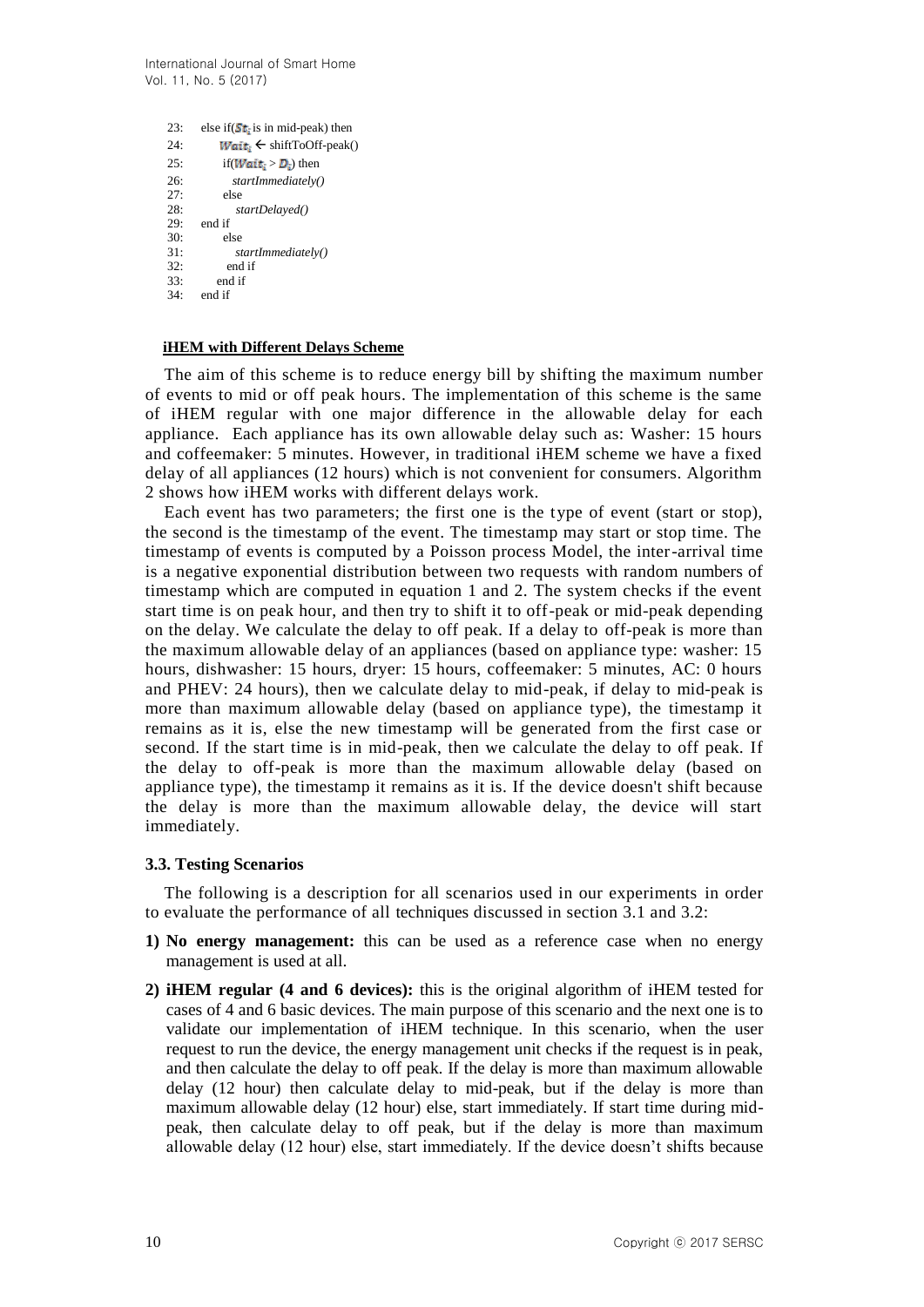```
23:   else if(St_i is in mid-peak) then
24:       Wait_i ← shiftToOff-peak()
25:       if(Wait_i > D_i) then
26:          startImmediately()
27:       else
28:          startDelayed()
29:   end if
30:       else
31:          startImmediately()
32:       end if
33:     end if
34:   end if
```

**iHEM with Different Delays Scheme**

The aim of this scheme is to reduce energy bill by shifting the maximum number of events to mid or off peak hours. The implementation of this scheme is the same of iHEM regular with one major difference in the allowable delay for each appliance. Each appliance has its own allowable delay such as: Washer: 15 hours and coffeemaker: 5 minutes. However, in traditional iHEM scheme we have a fixed delay of all appliances (12 hours) which is not convenient for consumers. Algorithm 2 shows how iHEM works with different delays work.

Each event has two parameters; the first one is the type of event (start or stop), the second is the timestamp of the event. The timestamp may start or stop time. The timestamp of events is computed by a Poisson process Model, the inter-arrival time is a negative exponential distribution between two requests with random numbers of timestamp which are computed in equation 1 and 2. The system checks if the event start time is on peak hour, and then try to shift it to off-peak or mid-peak depending on the delay. We calculate the delay to off peak. If a delay to off-peak is more than the maximum allowable delay of an appliances (based on appliance type: washer: 15 hours, dishwasher: 15 hours, dryer: 15 hours, coffeemaker: 5 minutes, AC: 0 hours and PHEV: 24 hours), then we calculate delay to mid-peak, if delay to mid-peak is more than maximum allowable delay (based on appliance type), the timestamp it remains as it is, else the new timestamp will be generated from the first case or second. If the start time is in mid-peak, then we calculate the delay to off peak. If the delay to off-peak is more than the maximum allowable delay (based on appliance type), the timestamp it remains as it is. If the device doesn't shift because the delay is more than the maximum allowable delay, the device will start immediately.

### 3.3. Testing Scenarios

The following is a description for all scenarios used in our experiments in order to evaluate the performance of all techniques discussed in section 3.1 and 3.2:

1) **No energy management:** this can be used as a reference case when no energy management is used at all.
2) **iHEM regular (4 and 6 devices):** this is the original algorithm of iHEM tested for cases of 4 and 6 basic devices. The main purpose of this scenario and the next one is to validate our implementation of iHEM technique. In this scenario, when the user request to run the device, the energy management unit checks if the request is in peak, and then calculate the delay to off peak. If the delay is more than maximum allowable delay (12 hour) then calculate delay to mid-peak, but if the delay is more than maximum allowable delay (12 hour) else, start immediately. If start time during mid-peak, then calculate delay to off peak, but if the delay is more than maximum allowable delay (12 hour) else, start immediately. If the device doesn't shifts because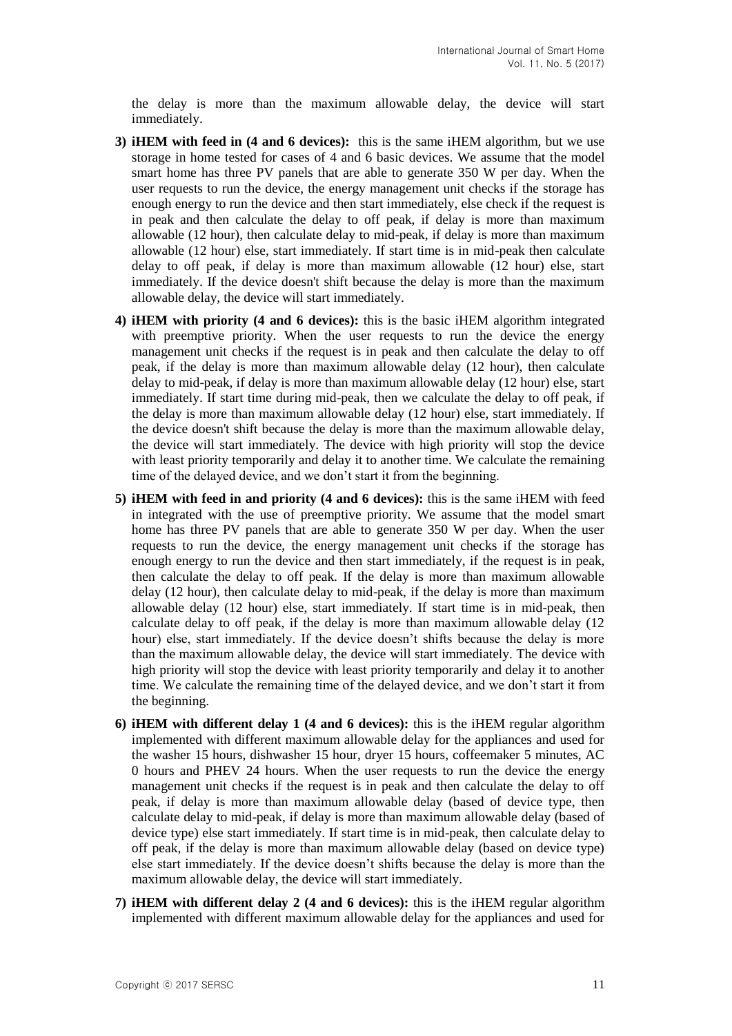the delay is more than the maximum allowable delay, the device will start immediately.

3) **iHEM with feed in (4 and 6 devices):** this is the same iHEM algorithm, but we use storage in home tested for cases of 4 and 6 basic devices. We assume that the model smart home has three PV panels that are able to generate 350 W per day. When the user requests to run the device, the energy management unit checks if the storage has enough energy to run the device and then start immediately, else check if the request is in peak and then calculate the delay to off peak, if delay is more than maximum allowable (12 hour), then calculate delay to mid-peak, if delay is more than maximum allowable (12 hour) else, start immediately. If start time is in mid-peak then calculate delay to off peak, if delay is more than maximum allowable (12 hour) else, start immediately. If the device doesn't shift because the delay is more than the maximum allowable delay, the device will start immediately.

4) **iHEM with priority (4 and 6 devices):** this is the basic iHEM algorithm integrated with preemptive priority. When the user requests to run the device the energy management unit checks if the request is in peak and then calculate the delay to off peak, if the delay is more than maximum allowable delay (12 hour), then calculate delay to mid-peak, if delay is more than maximum allowable delay (12 hour) else, start immediately. If start time during mid-peak, then we calculate the delay to off peak, if the delay is more than maximum allowable delay (12 hour) else, start immediately. If the device doesn't shift because the delay is more than the maximum allowable delay, the device will start immediately. The device with high priority will stop the device with least priority temporarily and delay it to another time. We calculate the remaining time of the delayed device, and we don't start it from the beginning.

5) **iHEM with feed in and priority (4 and 6 devices):** this is the same iHEM with feed in integrated with the use of preemptive priority. We assume that the model smart home has three PV panels that are able to generate 350 W per day. When the user requests to run the device, the energy management unit checks if the storage has enough energy to run the device and then start immediately, if the request is in peak, then calculate the delay to off peak. If the delay is more than maximum allowable delay (12 hour), then calculate delay to mid-peak, if the delay is more than maximum allowable delay (12 hour) else, start immediately. If start time is in mid-peak, then calculate delay to off peak, if the delay is more than maximum allowable delay (12 hour) else, start immediately. If the device doesn't shifts because the delay is more than the maximum allowable delay, the device will start immediately. The device with high priority will stop the device with least priority temporarily and delay it to another time. We calculate the remaining time of the delayed device, and we don't start it from the beginning.

6) **iHEM with different delay 1 (4 and 6 devices):** this is the iHEM regular algorithm implemented with different maximum allowable delay for the appliances and used for the washer 15 hours, dishwasher 15 hour, dryer 15 hours, coffeemaker 5 minutes, AC 0 hours and PHEV 24 hours. When the user requests to run the device the energy management unit checks if the request is in peak and then calculate the delay to off peak, if delay is more than maximum allowable delay (based of device type, then calculate delay to mid-peak, if delay is more than maximum allowable delay (based of device type) else start immediately. If start time is in mid-peak, then calculate delay to off peak, if the delay is more than maximum allowable delay (based on device type) else start immediately. If the device doesn't shifts because the delay is more than the maximum allowable delay, the device will start immediately.

7) **iHEM with different delay 2 (4 and 6 devices):** this is the iHEM regular algorithm implemented with different maximum allowable delay for the appliances and used for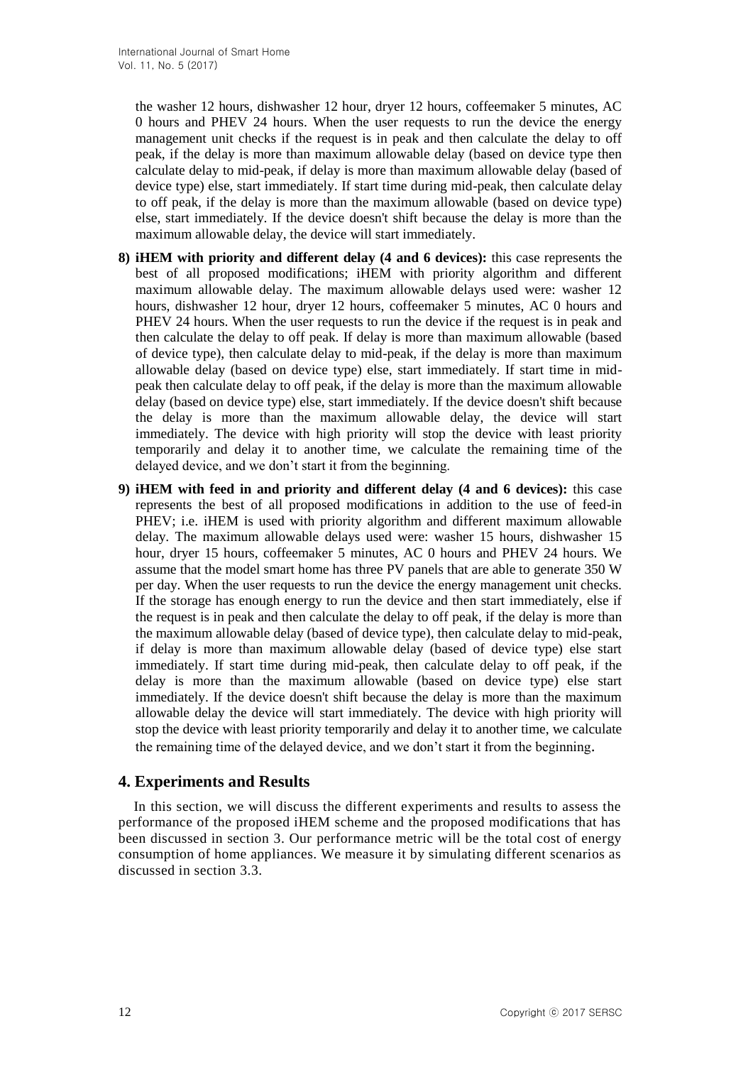the washer 12 hours, dishwasher 12 hour, dryer 12 hours, coffeemaker 5 minutes, AC 0 hours and PHEV 24 hours. When the user requests to run the device the energy management unit checks if the request is in peak and then calculate the delay to off peak, if the delay is more than maximum allowable delay (based on device type then calculate delay to mid-peak, if delay is more than maximum allowable delay (based of device type) else, start immediately. If start time during mid-peak, then calculate delay to off peak, if the delay is more than the maximum allowable (based on device type) else, start immediately. If the device doesn't shift because the delay is more than the maximum allowable delay, the device will start immediately.

8) **iHEM with priority and different delay (4 and 6 devices):** this case represents the best of all proposed modifications; iHEM with priority algorithm and different maximum allowable delay. The maximum allowable delays used were: washer 12 hours, dishwasher 12 hour, dryer 12 hours, coffeemaker 5 minutes, AC 0 hours and PHEV 24 hours. When the user requests to run the device if the request is in peak and then calculate the delay to off peak. If delay is more than maximum allowable (based of device type), then calculate delay to mid-peak, if the delay is more than maximum allowable delay (based on device type) else, start immediately. If start time in mid-peak then calculate delay to off peak, if the delay is more than the maximum allowable delay (based on device type) else, start immediately. If the device doesn't shift because the delay is more than the maximum allowable delay, the device will start immediately. The device with high priority will stop the device with least priority temporarily and delay it to another time, we calculate the remaining time of the delayed device, and we don't start it from the beginning.

9) **iHEM with feed in and priority and different delay (4 and 6 devices):** this case represents the best of all proposed modifications in addition to the use of feed-in PHEV; i.e. iHEM is used with priority algorithm and different maximum allowable delay. The maximum allowable delays used were: washer 15 hours, dishwasher 15 hour, dryer 15 hours, coffeemaker 5 minutes, AC 0 hours and PHEV 24 hours. We assume that the model smart home has three PV panels that are able to generate 350 W per day. When the user requests to run the device the energy management unit checks. If the storage has enough energy to run the device and then start immediately, else if the request is in peak and then calculate the delay to off peak, if the delay is more than the maximum allowable delay (based of device type), then calculate delay to mid-peak, if delay is more than maximum allowable delay (based of device type) else start immediately. If start time during mid-peak, then calculate delay to off peak, if the delay is more than the maximum allowable (based on device type) else start immediately. If the device doesn't shift because the delay is more than the maximum allowable delay the device will start immediately. The device with high priority will stop the device with least priority temporarily and delay it to another time, we calculate the remaining time of the delayed device, and we don't start it from the beginning.

## 4. Experiments and Results

In this section, we will discuss the different experiments and results to assess the performance of the proposed iHEM scheme and the proposed modifications that has been discussed in section 3. Our performance metric will be the total cost of energy consumption of home appliances. We measure it by simulating different scenarios as discussed in section 3.3.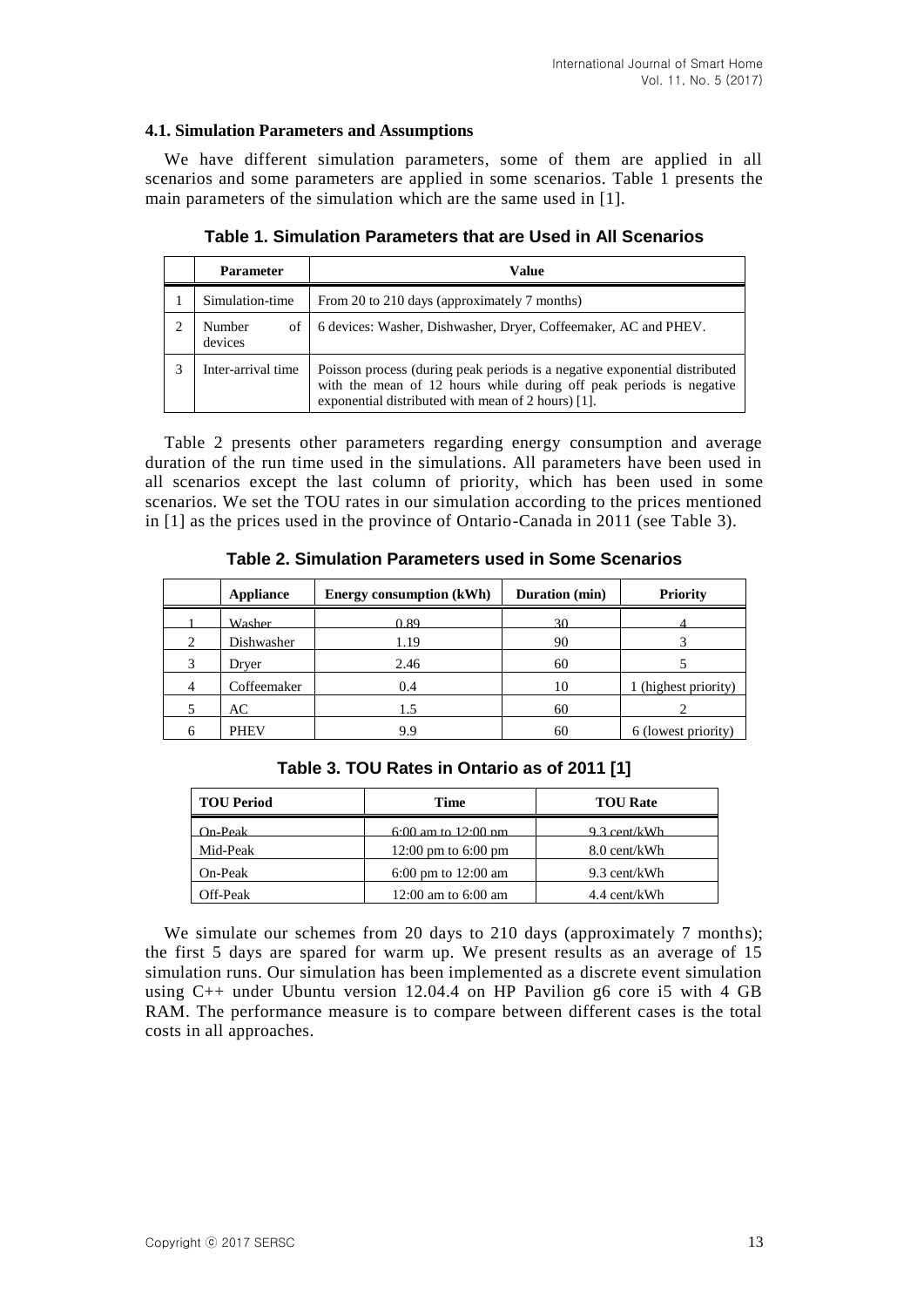### 4.1. Simulation Parameters and Assumptions

We have different simulation parameters, some of them are applied in all scenarios and some parameters are applied in some scenarios. Table 1 presents the main parameters of the simulation which are the same used in [1].

**Table 1. Simulation Parameters that are Used in All Scenarios**

| | Parameter | Value |
|---|---|---|
| 1 | Simulation-time | From 20 to 210 days (approximately 7 months) |
| 2 | Number of devices | 6 devices: Washer, Dishwasher, Dryer, Coffeemaker, AC and PHEV. |
| 3 | Inter-arrival time | Poisson process (during peak periods is a negative exponential distributed with the mean of 12 hours while during off peak periods is negative exponential distributed with mean of 2 hours) [1]. |

Table 2 presents other parameters regarding energy consumption and average duration of the run time used in the simulations. All parameters have been used in all scenarios except the last column of priority, which has been used in some scenarios. We set the TOU rates in our simulation according to the prices mentioned in [1] as the prices used in the province of Ontario-Canada in 2011 (see Table 3).

**Table 2. Simulation Parameters used in Some Scenarios**

| | Appliance | Energy consumption (kWh) | Duration (min) | Priority |
|---|---|---|---|---|
| 1 | Washer | 0.89 | 30 | 4 |
| 2 | Dishwasher | 1.19 | 90 | 3 |
| 3 | Dryer | 2.46 | 60 | 5 |
| 4 | Coffeemaker | 0.4 | 10 | 1 (highest priority) |
| 5 | AC | 1.5 | 60 | 2 |
| 6 | PHEV | 9.9 | 60 | 6 (lowest priority) |

**Table 3. TOU Rates in Ontario as of 2011 [1]**

| TOU Period | Time | TOU Rate |
|---|---|---|
| On-Peak | 6:00 am to 12:00 pm | 9.3 cent/kWh |
| Mid-Peak | 12:00 pm to 6:00 pm | 8.0 cent/kWh |
| On-Peak | 6:00 pm to 12:00 am | 9.3 cent/kWh |
| Off-Peak | 12:00 am to 6:00 am | 4.4 cent/kWh |

We simulate our schemes from 20 days to 210 days (approximately 7 months); the first 5 days are spared for warm up. We present results as an average of 15 simulation runs. Our simulation has been implemented as a discrete event simulation using C++ under Ubuntu version 12.04.4 on HP Pavilion g6 core i5 with 4 GB RAM. The performance measure is to compare between different cases is the total costs in all approaches.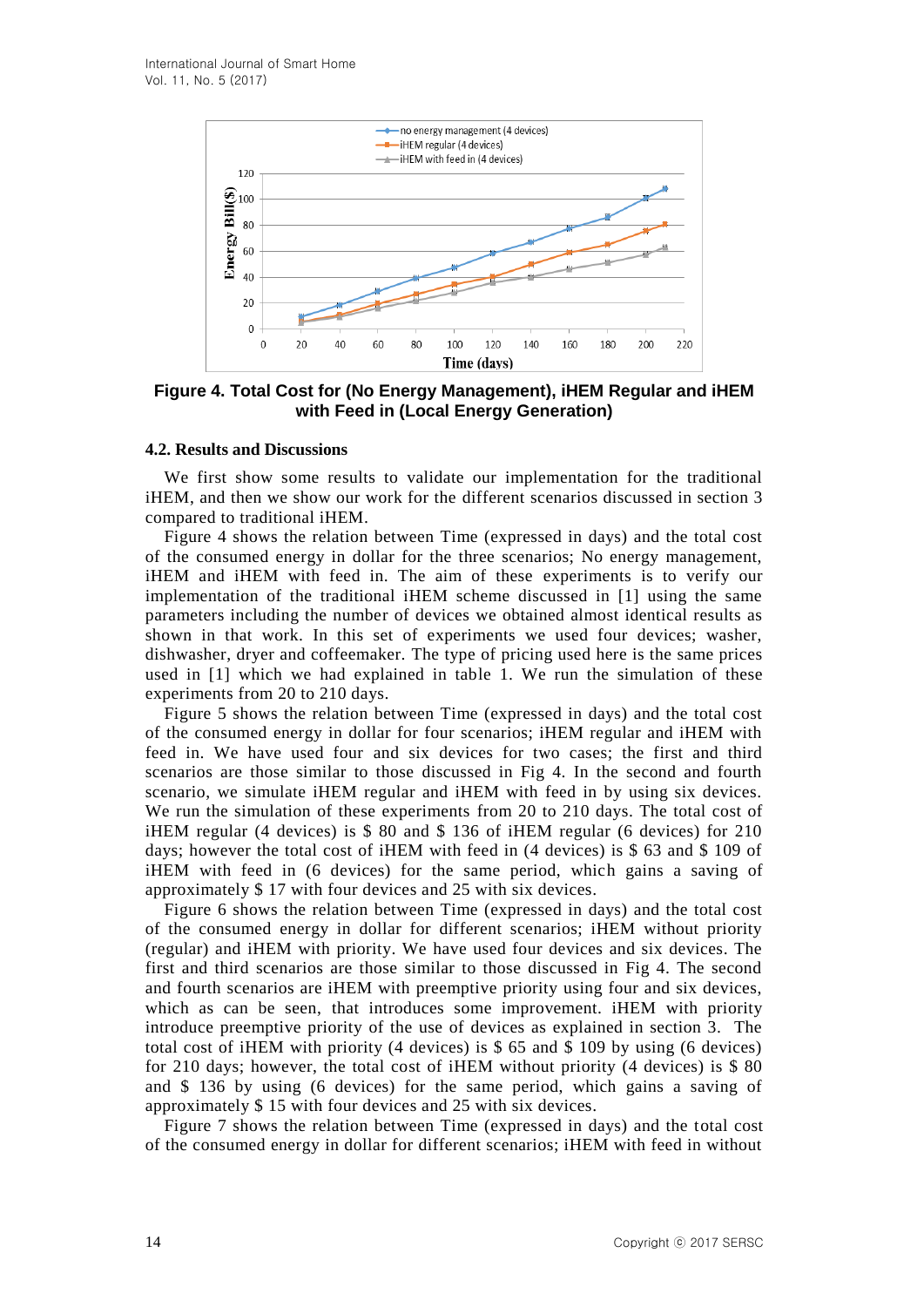Figure 4. Total Cost for (No Energy Management), iHEM Regular and iHEM with Feed in (Local Energy Generation)

### 4.2. Results and Discussions

We first show some results to validate our implementation for the traditional iHEM, and then we show our work for the different scenarios discussed in section 3 compared to traditional iHEM.

Figure 4 shows the relation between Time (expressed in days) and the total cost of the consumed energy in dollar for the three scenarios; No energy management, iHEM and iHEM with feed in. The aim of these experiments is to verify our implementation of the traditional iHEM scheme discussed in [1] using the same parameters including the number of devices we obtained almost identical results as shown in that work. In this set of experiments we used four devices; washer, dishwasher, dryer and coffeemaker. The type of pricing used here is the same prices used in [1] which we had explained in table 1. We run the simulation of these experiments from 20 to 210 days.

Figure 5 shows the relation between Time (expressed in days) and the total cost of the consumed energy in dollar for four scenarios; iHEM regular and iHEM with feed in. We have used four and six devices for two cases; the first and third scenarios are those similar to those discussed in Fig 4. In the second and fourth scenario, we simulate iHEM regular and iHEM with feed in by using six devices. We run the simulation of these experiments from 20 to 210 days. The total cost of iHEM regular (4 devices) is $ 80 and $ 136 of iHEM regular (6 devices) for 210 days; however the total cost of iHEM with feed in (4 devices) is $ 63 and $ 109 of iHEM with feed in (6 devices) for the same period, which gains a saving of approximately $ 17 with four devices and 25 with six devices.

Figure 6 shows the relation between Time (expressed in days) and the total cost of the consumed energy in dollar for different scenarios; iHEM without priority (regular) and iHEM with priority. We have used four devices and six devices. The first and third scenarios are those similar to those discussed in Fig 4. The second and fourth scenarios are iHEM with preemptive priority using four and six devices, which as can be seen, that introduces some improvement. iHEM with priority introduce preemptive priority of the use of devices as explained in section 3. The total cost of iHEM with priority (4 devices) is $ 65 and $ 109 by using (6 devices) for 210 days; however, the total cost of iHEM without priority (4 devices) is $ 80 and $ 136 by using (6 devices) for the same period, which gains a saving of approximately $ 15 with four devices and 25 with six devices.

Figure 7 shows the relation between Time (expressed in days) and the total cost of the consumed energy in dollar for different scenarios; iHEM with feed in without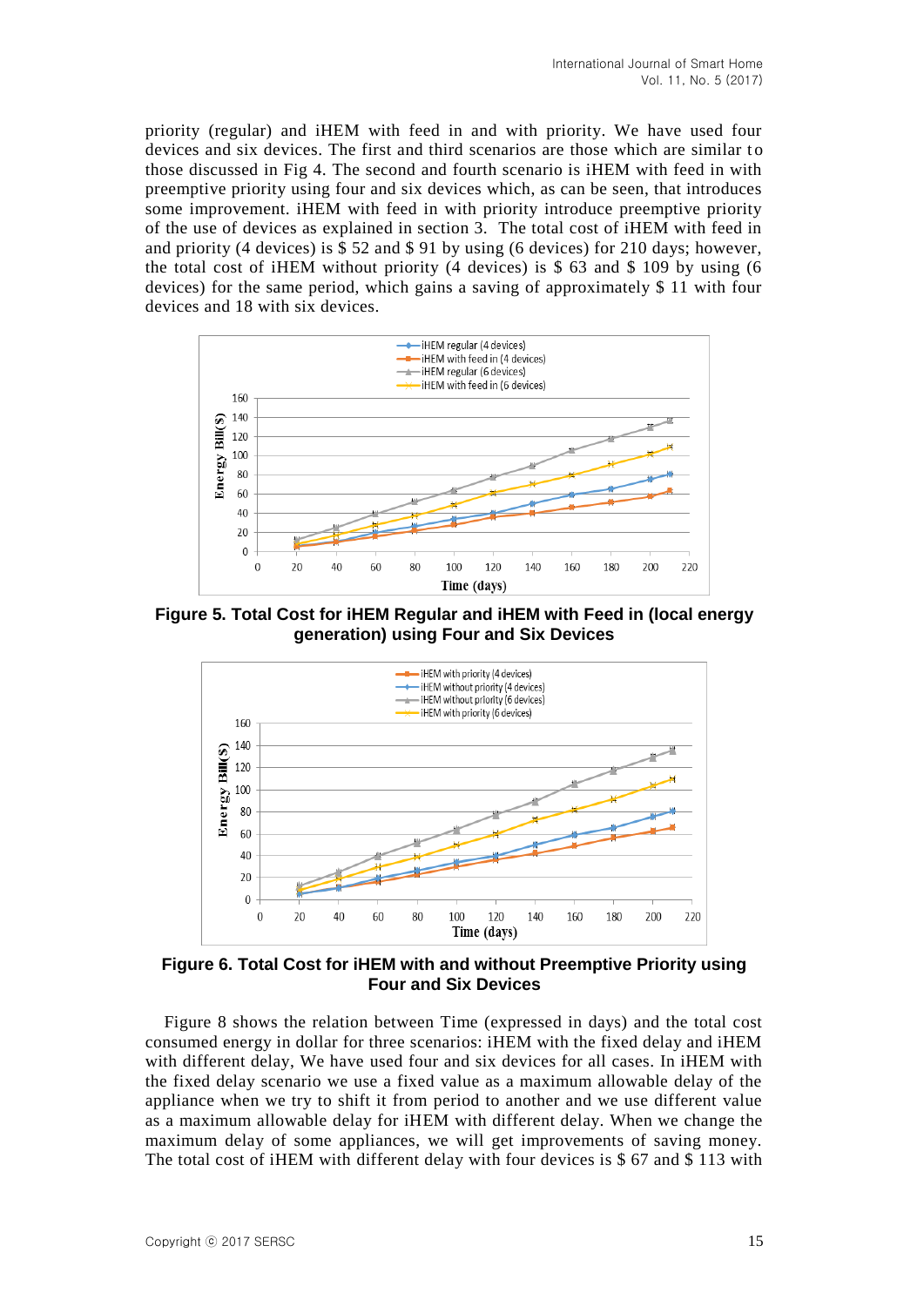priority (regular) and iHEM with feed in and with priority. We have used four devices and six devices. The first and third scenarios are those which are similar to those discussed in Fig 4. The second and fourth scenario is iHEM with feed in with preemptive priority using four and six devices which, as can be seen, that introduces some improvement. iHEM with feed in with priority introduce preemptive priority of the use of devices as explained in section 3. The total cost of iHEM with feed in and priority (4 devices) is $ 52 and $ 91 by using (6 devices) for 210 days; however, the total cost of iHEM without priority (4 devices) is $ 63 and $ 109 by using (6 devices) for the same period, which gains a saving of approximately $ 11 with four devices and 18 with six devices.

**Figure 5. Total Cost for iHEM Regular and iHEM with Feed in (local energy generation) using Four and Six Devices**

**Figure 6. Total Cost for iHEM with and without Preemptive Priority using Four and Six Devices**

Figure 8 shows the relation between Time (expressed in days) and the total cost consumed energy in dollar for three scenarios: iHEM with the fixed delay and iHEM with different delay, We have used four and six devices for all cases. In iHEM with the fixed delay scenario we use a fixed value as a maximum allowable delay of the appliance when we try to shift it from period to another and we use different value as a maximum allowable delay for iHEM with different delay. When we change the maximum delay of some appliances, we will get improvements of saving money. The total cost of iHEM with different delay with four devices is $ 67 and $ 113 with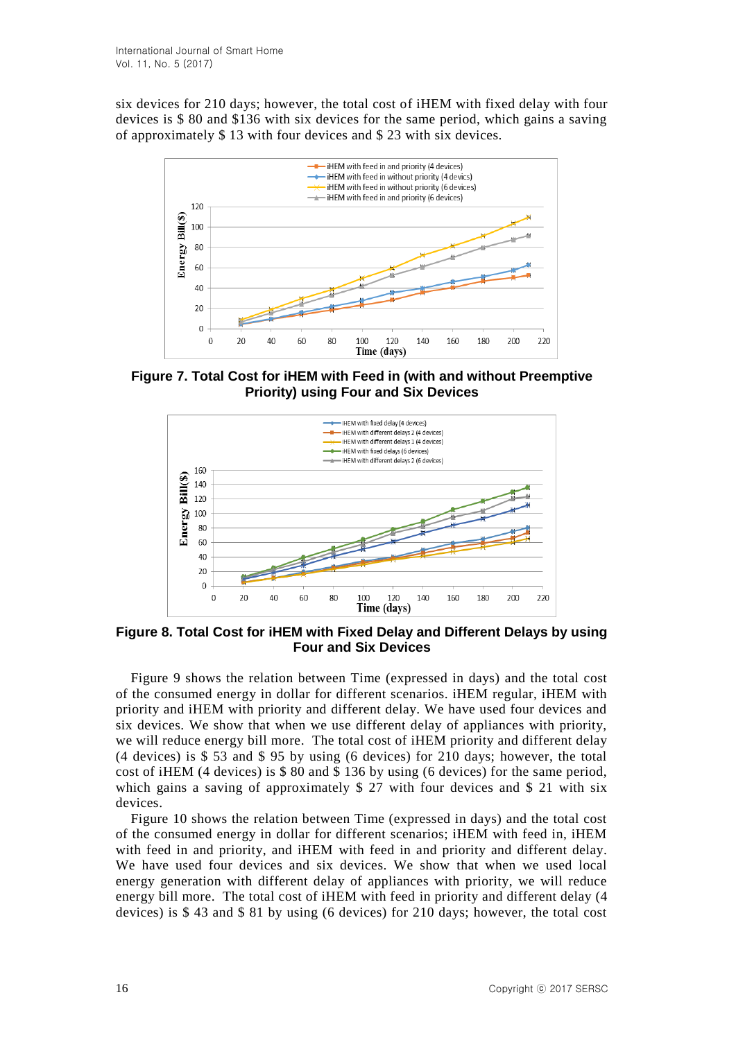six devices for 210 days; however, the total cost of iHEM with fixed delay with four devices is $ 80 and $136 with six devices for the same period, which gains a saving of approximately $ 13 with four devices and $ 23 with six devices.

**Figure 7. Total Cost for iHEM with Feed in (with and without Preemptive Priority) using Four and Six Devices**

**Figure 8. Total Cost for iHEM with Fixed Delay and Different Delays by using Four and Six Devices**

Figure 9 shows the relation between Time (expressed in days) and the total cost of the consumed energy in dollar for different scenarios. iHEM regular, iHEM with priority and iHEM with priority and different delay. We have used four devices and six devices. We show that when we use different delay of appliances with priority, we will reduce energy bill more. The total cost of iHEM priority and different delay (4 devices) is $ 53 and $ 95 by using (6 devices) for 210 days; however, the total cost of iHEM (4 devices) is $ 80 and $ 136 by using (6 devices) for the same period, which gains a saving of approximately $ 27 with four devices and $ 21 with six devices.

Figure 10 shows the relation between Time (expressed in days) and the total cost of the consumed energy in dollar for different scenarios; iHEM with feed in, iHEM with feed in and priority, and iHEM with feed in and priority and different delay. We have used four devices and six devices. We show that when we used local energy generation with different delay of appliances with priority, we will reduce energy bill more. The total cost of iHEM with feed in priority and different delay (4 devices) is $ 43 and $ 81 by using (6 devices) for 210 days; however, the total cost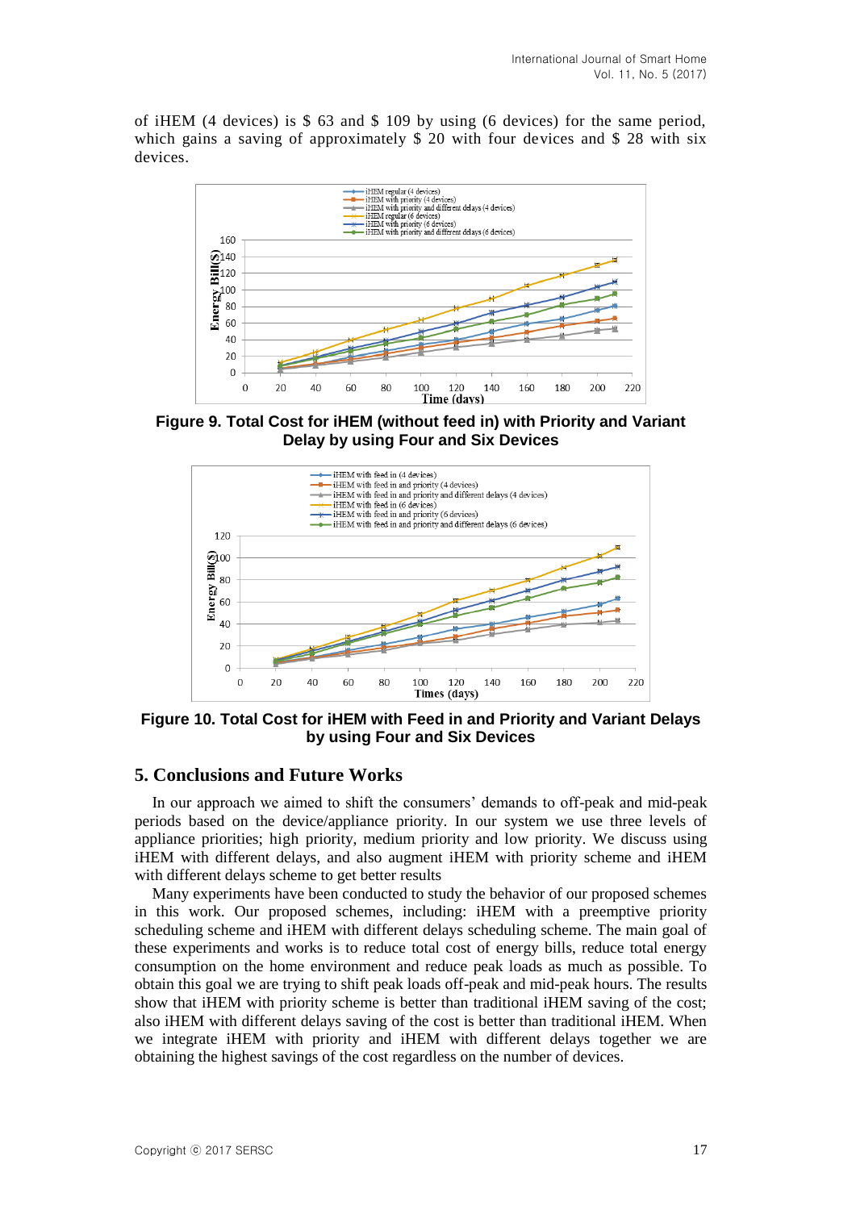of iHEM (4 devices) is $ 63 and $ 109 by using (6 devices) for the same period, which gains a saving of approximately $ 20 with four devices and $ 28 with six devices.

**Figure 9. Total Cost for iHEM (without feed in) with Priority and Variant Delay by using Four and Six Devices**

**Figure 10. Total Cost for iHEM with Feed in and Priority and Variant Delays by using Four and Six Devices**

## 5. Conclusions and Future Works

In our approach we aimed to shift the consumers' demands to off-peak and mid-peak periods based on the device/appliance priority. In our system we use three levels of appliance priorities; high priority, medium priority and low priority. We discuss using iHEM with different delays, and also augment iHEM with priority scheme and iHEM with different delays scheme to get better results

Many experiments have been conducted to study the behavior of our proposed schemes in this work. Our proposed schemes, including: iHEM with a preemptive priority scheduling scheme and iHEM with different delays scheduling scheme. The main goal of these experiments and works is to reduce total cost of energy bills, reduce total energy consumption on the home environment and reduce peak loads as much as possible. To obtain this goal we are trying to shift peak loads off-peak and mid-peak hours. The results show that iHEM with priority scheme is better than traditional iHEM saving of the cost; also iHEM with different delays saving of the cost is better than traditional iHEM. When we integrate iHEM with priority and iHEM with different delays together we are obtaining the highest savings of the cost regardless on the number of devices.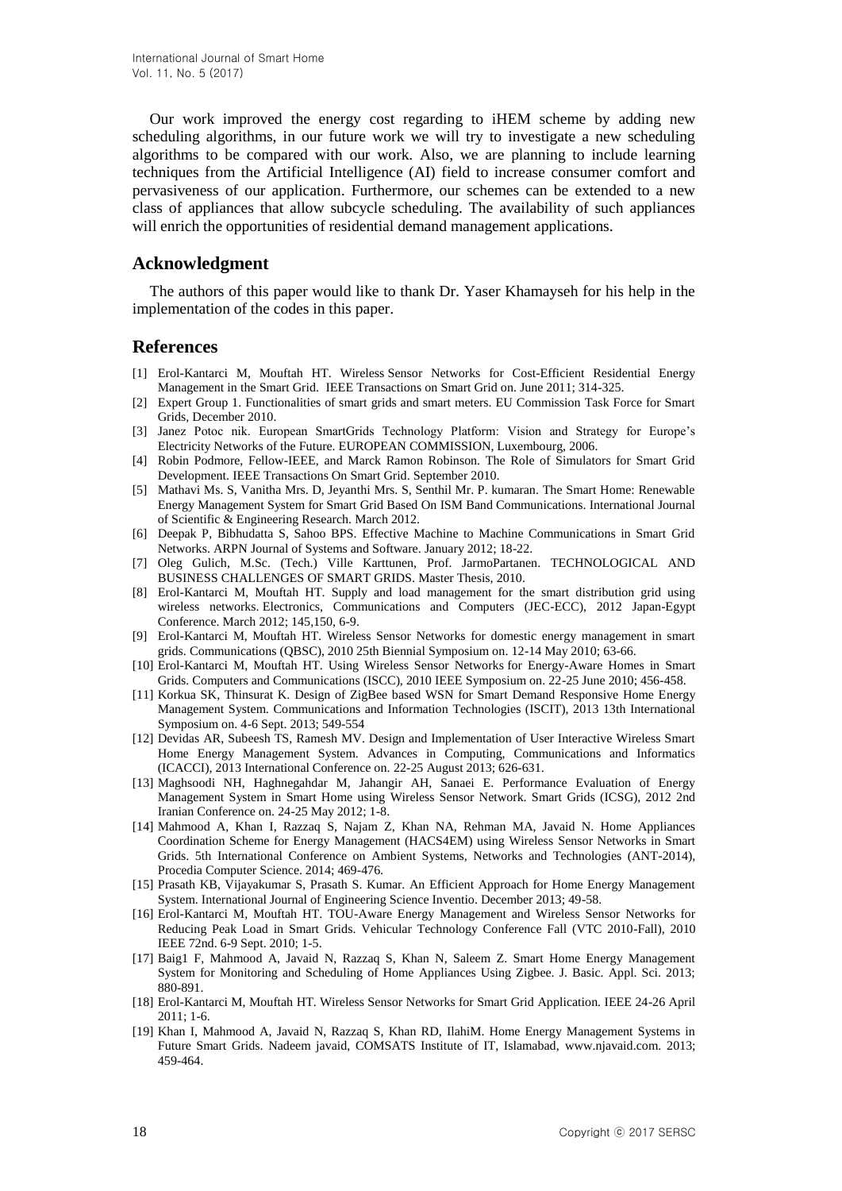Our work improved the energy cost regarding to iHEM scheme by adding new scheduling algorithms, in our future work we will try to investigate a new scheduling algorithms to be compared with our work. Also, we are planning to include learning techniques from the Artificial Intelligence (AI) field to increase consumer comfort and pervasiveness of our application. Furthermore, our schemes can be extended to a new class of appliances that allow subcycle scheduling. The availability of such appliances will enrich the opportunities of residential demand management applications.

## Acknowledgment

The authors of this paper would like to thank Dr. Yaser Khamayseh for his help in the implementation of the codes in this paper.

## References

[1] Erol-Kantarci M, Mouftah HT. Wireless Sensor Networks for Cost-Efficient Residential Energy Management in the Smart Grid. IEEE Transactions on Smart Grid on. June 2011; 314-325.

[2] Expert Group 1. Functionalities of smart grids and smart meters. EU Commission Task Force for Smart Grids, December 2010.

[3] Janez Potoc nik. European SmartGrids Technology Platform: Vision and Strategy for Europe's Electricity Networks of the Future. EUROPEAN COMMISSION, Luxembourg, 2006.

[4] Robin Podmore, Fellow-IEEE, and Marck Ramon Robinson. The Role of Simulators for Smart Grid Development. IEEE Transactions On Smart Grid. September 2010.

[5] Mathavi Ms. S, Vanitha Mrs. D, Jeyanthi Mrs. S, Senthil Mr. P. kumaran. The Smart Home: Renewable Energy Management System for Smart Grid Based On ISM Band Communications. International Journal of Scientific & Engineering Research. March 2012.

[6] Deepak P, Bibhudatta S, Sahoo BPS. Effective Machine to Machine Communications in Smart Grid Networks. ARPN Journal of Systems and Software. January 2012; 18-22.

[7] Oleg Gulich, M.Sc. (Tech.) Ville Karttunen, Prof. JarmoPartanen. TECHNOLOGICAL AND BUSINESS CHALLENGES OF SMART GRIDS. Master Thesis, 2010.

[8] Erol-Kantarci M, Mouftah HT. Supply and load management for the smart distribution grid using wireless networks. Electronics, Communications and Computers (JEC-ECC), 2012 Japan-Egypt Conference. March 2012; 145,150, 6-9.

[9] Erol-Kantarci M, Mouftah HT. Wireless Sensor Networks for domestic energy management in smart grids. Communications (QBSC), 2010 25th Biennial Symposium on. 12-14 May 2010; 63-66.

[10] Erol-Kantarci M, Mouftah HT. Using Wireless Sensor Networks for Energy-Aware Homes in Smart Grids. Computers and Communications (ISCC), 2010 IEEE Symposium on. 22-25 June 2010; 456-458.

[11] Korkua SK, Thinsurat K. Design of ZigBee based WSN for Smart Demand Responsive Home Energy Management System. Communications and Information Technologies (ISCIT), 2013 13th International Symposium on. 4-6 Sept. 2013; 549-554

[12] Devidas AR, Subeesh TS, Ramesh MV. Design and Implementation of User Interactive Wireless Smart Home Energy Management System. Advances in Computing, Communications and Informatics (ICACCI), 2013 International Conference on. 22-25 August 2013; 626-631.

[13] Maghsoodi NH, Haghnegahdar M, Jahangir AH, Sanaei E. Performance Evaluation of Energy Management System in Smart Home using Wireless Sensor Network. Smart Grids (ICSG), 2012 2nd Iranian Conference on. 24-25 May 2012; 1-8.

[14] Mahmood A, Khan I, Razzaq S, Najam Z, Khan NA, Rehman MA, Javaid N. Home Appliances Coordination Scheme for Energy Management (HACS4EM) using Wireless Sensor Networks in Smart Grids. 5th International Conference on Ambient Systems, Networks and Technologies (ANT-2014), Procedia Computer Science. 2014; 469-476.

[15] Prasath KB, Vijayakumar S, Prasath S. Kumar. An Efficient Approach for Home Energy Management System. International Journal of Engineering Science Inventio. December 2013; 49-58.

[16] Erol-Kantarci M, Mouftah HT. TOU-Aware Energy Management and Wireless Sensor Networks for Reducing Peak Load in Smart Grids. Vehicular Technology Conference Fall (VTC 2010-Fall), 2010 IEEE 72nd. 6-9 Sept. 2010; 1-5.

[17] Baig1 F, Mahmood A, Javaid N, Razzaq S, Khan N, Saleem Z. Smart Home Energy Management System for Monitoring and Scheduling of Home Appliances Using Zigbee. J. Basic. Appl. Sci. 2013; 880-891.

[18] Erol-Kantarci M, Mouftah HT. Wireless Sensor Networks for Smart Grid Application. IEEE 24-26 April 2011; 1-6.

[19] Khan I, Mahmood A, Javaid N, Razzaq S, Khan RD, IlahiM. Home Energy Management Systems in Future Smart Grids. Nadeem javaid, COMSATS Institute of IT, Islamabad, www.njavaid.com. 2013; 459-464.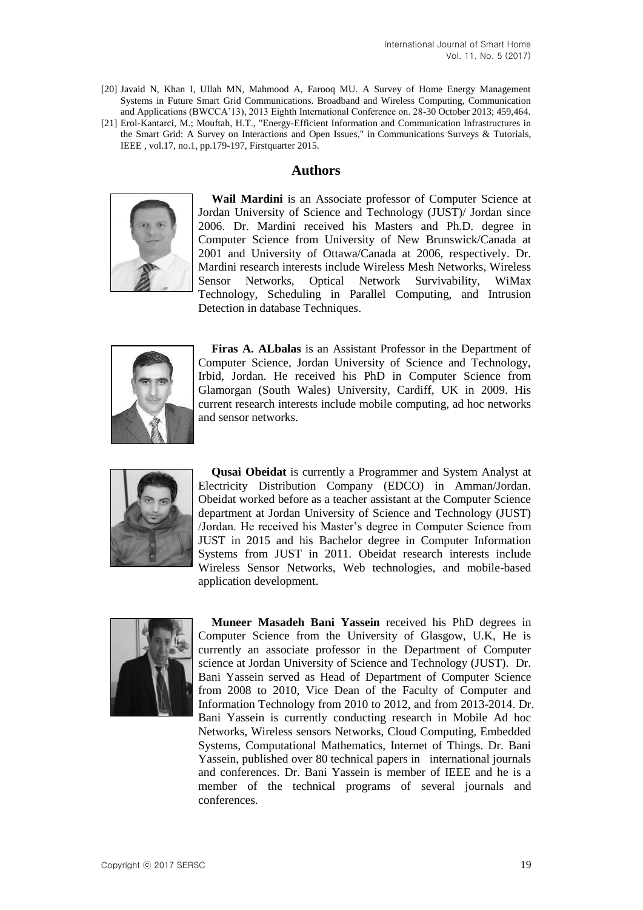[20] Javaid N, Khan I, Ullah MN, Mahmood A, Farooq MU. A Survey of Home Energy Management Systems in Future Smart Grid Communications. Broadband and Wireless Computing, Communication and Applications (BWCCA'13), 2013 Eighth International Conference on. 28-30 October 2013; 459,464.

[21] Erol-Kantarci, M.; Mouftah, H.T., "Energy-Efficient Information and Communication Infrastructures in the Smart Grid: A Survey on Interactions and Open Issues," in Communications Surveys & Tutorials, IEEE , vol.17, no.1, pp.179-197, Firstquarter 2015.

## Authors

**Wail Mardini** is an Associate professor of Computer Science at Jordan University of Science and Technology (JUST)/ Jordan since 2006. Dr. Mardini received his Masters and Ph.D. degree in Computer Science from University of New Brunswick/Canada at 2001 and University of Ottawa/Canada at 2006, respectively. Dr. Mardini research interests include Wireless Mesh Networks, Wireless Sensor Networks, Optical Network Survivability, WiMax Technology, Scheduling in Parallel Computing, and Intrusion Detection in database Techniques.

**Firas A. ALbalas** is an Assistant Professor in the Department of Computer Science, Jordan University of Science and Technology, Irbid, Jordan. He received his PhD in Computer Science from Glamorgan (South Wales) University, Cardiff, UK in 2009. His current research interests include mobile computing, ad hoc networks and sensor networks.

**Qusai Obeidat** is currently a Programmer and System Analyst at Electricity Distribution Company (EDCO) in Amman/Jordan. Obeidat worked before as a teacher assistant at the Computer Science department at Jordan University of Science and Technology (JUST) /Jordan. He received his Master's degree in Computer Science from JUST in 2015 and his Bachelor degree in Computer Information Systems from JUST in 2011. Obeidat research interests include Wireless Sensor Networks, Web technologies, and mobile-based application development.

**Muneer Masadeh Bani Yassein** received his PhD degrees in Computer Science from the University of Glasgow, U.K, He is currently an associate professor in the Department of Computer science at Jordan University of Science and Technology (JUST). Dr. Bani Yassein served as Head of Department of Computer Science from 2008 to 2010, Vice Dean of the Faculty of Computer and Information Technology from 2010 to 2012, and from 2013-2014. Dr. Bani Yassein is currently conducting research in Mobile Ad hoc Networks, Wireless sensors Networks, Cloud Computing, Embedded Systems, Computational Mathematics, Internet of Things. Dr. Bani Yassein, published over 80 technical papers in international journals and conferences. Dr. Bani Yassein is member of IEEE and he is a member of the technical programs of several journals and conferences.